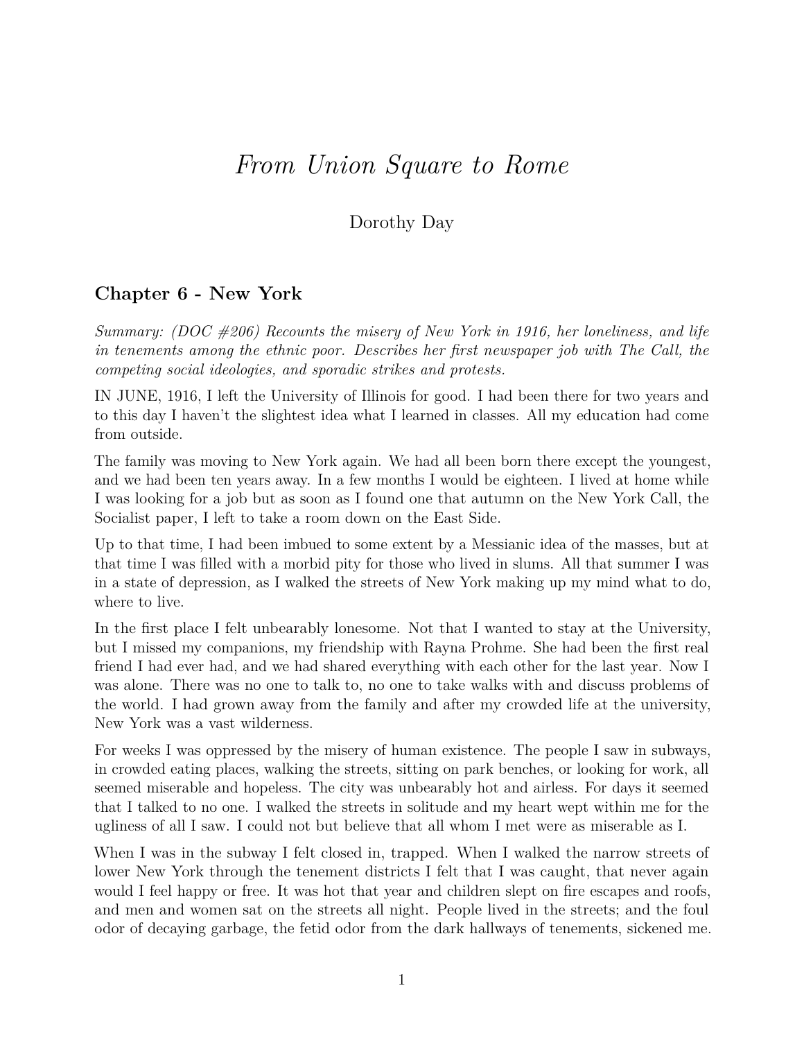# *From Union Square to Rome*

Dorothy Day

## Chapter 6 - New York

*Summary: (DOC #206) Recounts the misery of New York in 1916, her loneliness, and life in tenements among the ethnic poor. Describes her first newspaper job with The Call, the competing social ideologies, and sporadic strikes and protests.*

IN JUNE, 1916, I left the University of Illinois for good. I had been there for two years and to this day I haven't the slightest idea what I learned in classes. All my education had come from outside.

The family was moving to New York again. We had all been born there except the youngest, and we had been ten years away. In a few months I would be eighteen. I lived at home while I was looking for a job but as soon as I found one that autumn on the New York Call, the Socialist paper, I left to take a room down on the East Side.

Up to that time, I had been imbued to some extent by a Messianic idea of the masses, but at that time I was filled with a morbid pity for those who lived in slums. All that summer I was in a state of depression, as I walked the streets of New York making up my mind what to do, where to live.

In the first place I felt unbearably lonesome. Not that I wanted to stay at the University, but I missed my companions, my friendship with Rayna Prohme. She had been the first real friend I had ever had, and we had shared everything with each other for the last year. Now I was alone. There was no one to talk to, no one to take walks with and discuss problems of the world. I had grown away from the family and after my crowded life at the university, New York was a vast wilderness.

For weeks I was oppressed by the misery of human existence. The people I saw in subways, in crowded eating places, walking the streets, sitting on park benches, or looking for work, all seemed miserable and hopeless. The city was unbearably hot and airless. For days it seemed that I talked to no one. I walked the streets in solitude and my heart wept within me for the ugliness of all I saw. I could not but believe that all whom I met were as miserable as I.

When I was in the subway I felt closed in, trapped. When I walked the narrow streets of lower New York through the tenement districts I felt that I was caught, that never again would I feel happy or free. It was hot that year and children slept on fire escapes and roofs, and men and women sat on the streets all night. People lived in the streets; and the foul odor of decaying garbage, the fetid odor from the dark hallways of tenements, sickened me.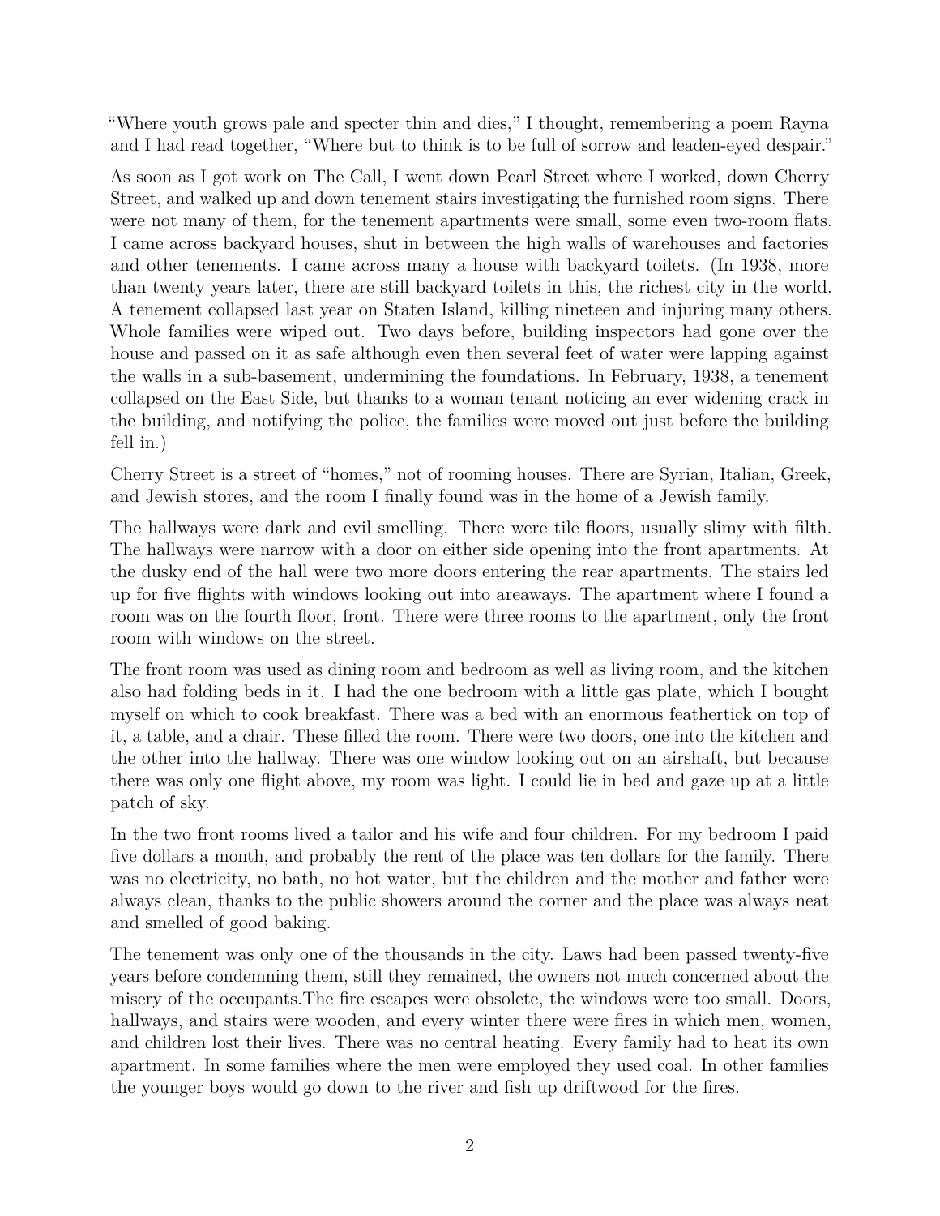"Where youth grows pale and specter thin and dies," I thought, remembering a poem Rayna and I had read together, "Where but to think is to be full of sorrow and leaden-eyed despair."

As soon as I got work on The Call, I went down Pearl Street where I worked, down Cherry Street, and walked up and down tenement stairs investigating the furnished room signs. There were not many of them, for the tenement apartments were small, some even two-room flats. I came across backyard houses, shut in between the high walls of warehouses and factories and other tenements. I came across many a house with backyard toilets. (In 1938, more than twenty years later, there are still backyard toilets in this, the richest city in the world. A tenement collapsed last year on Staten Island, killing nineteen and injuring many others. Whole families were wiped out. Two days before, building inspectors had gone over the house and passed on it as safe although even then several feet of water were lapping against the walls in a sub-basement, undermining the foundations. In February, 1938, a tenement collapsed on the East Side, but thanks to a woman tenant noticing an ever widening crack in the building, and notifying the police, the families were moved out just before the building fell in.)

Cherry Street is a street of "homes," not of rooming houses. There are Syrian, Italian, Greek, and Jewish stores, and the room I finally found was in the home of a Jewish family.

The hallways were dark and evil smelling. There were tile floors, usually slimy with filth. The hallways were narrow with a door on either side opening into the front apartments. At the dusky end of the hall were two more doors entering the rear apartments. The stairs led up for five flights with windows looking out into areaways. The apartment where I found a room was on the fourth floor, front. There were three rooms to the apartment, only the front room with windows on the street.

The front room was used as dining room and bedroom as well as living room, and the kitchen also had folding beds in it. I had the one bedroom with a little gas plate, which I bought myself on which to cook breakfast. There was a bed with an enormous feathertick on top of it, a table, and a chair. These filled the room. There were two doors, one into the kitchen and the other into the hallway. There was one window looking out on an airshaft, but because there was only one flight above, my room was light. I could lie in bed and gaze up at a little patch of sky.

In the two front rooms lived a tailor and his wife and four children. For my bedroom I paid five dollars a month, and probably the rent of the place was ten dollars for the family. There was no electricity, no bath, no hot water, but the children and the mother and father were always clean, thanks to the public showers around the corner and the place was always neat and smelled of good baking.

The tenement was only one of the thousands in the city. Laws had been passed twenty-five years before condemning them, still they remained, the owners not much concerned about the misery of the occupants.The fire escapes were obsolete, the windows were too small. Doors, hallways, and stairs were wooden, and every winter there were fires in which men, women, and children lost their lives. There was no central heating. Every family had to heat its own apartment. In some families where the men were employed they used coal. In other families the younger boys would go down to the river and fish up driftwood for the fires.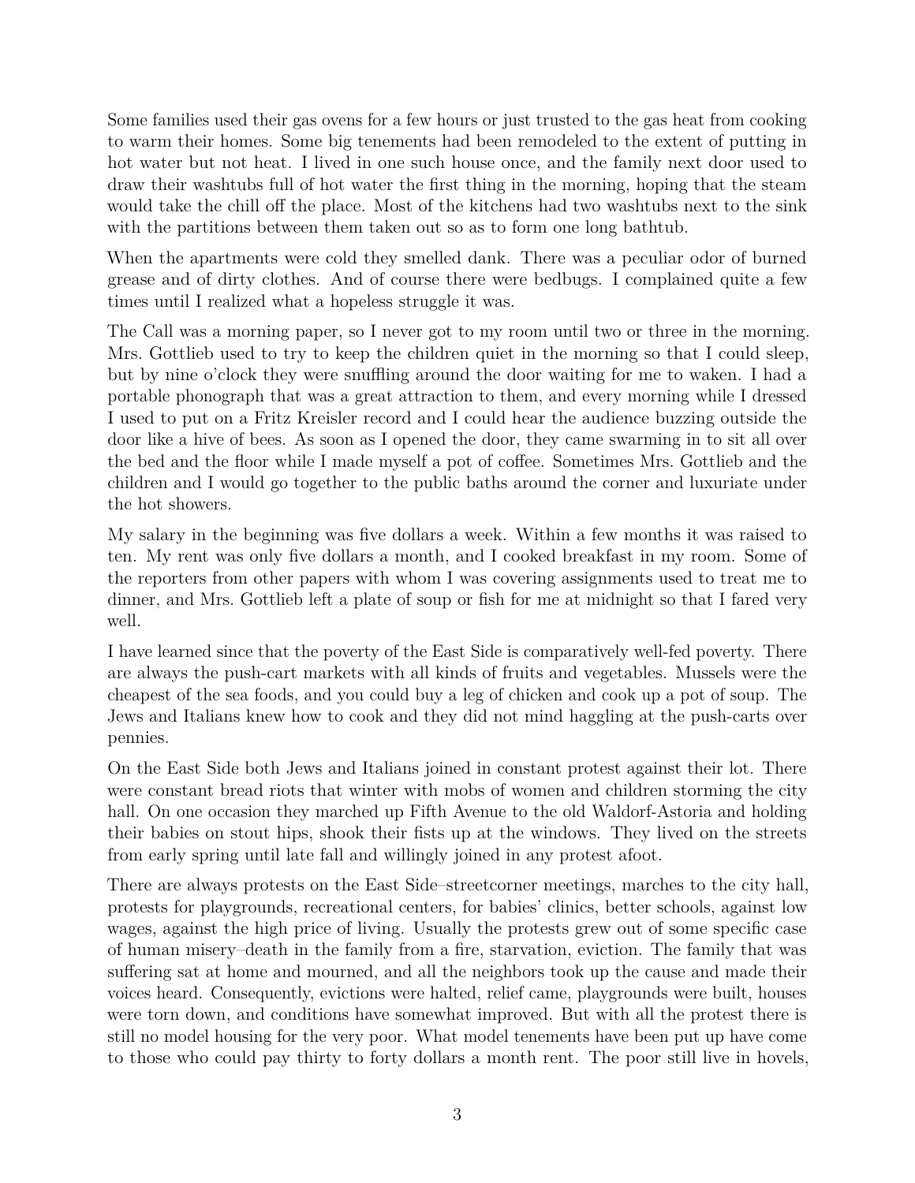Some families used their gas ovens for a few hours or just trusted to the gas heat from cooking to warm their homes. Some big tenements had been remodeled to the extent of putting in hot water but not heat. I lived in one such house once, and the family next door used to draw their washtubs full of hot water the first thing in the morning, hoping that the steam would take the chill off the place. Most of the kitchens had two washtubs next to the sink with the partitions between them taken out so as to form one long bathtub.

When the apartments were cold they smelled dank. There was a peculiar odor of burned grease and of dirty clothes. And of course there were bedbugs. I complained quite a few times until I realized what a hopeless struggle it was.

The Call was a morning paper, so I never got to my room until two or three in the morning. Mrs. Gottlieb used to try to keep the children quiet in the morning so that I could sleep, but by nine o'clock they were snuffling around the door waiting for me to waken. I had a portable phonograph that was a great attraction to them, and every morning while I dressed I used to put on a Fritz Kreisler record and I could hear the audience buzzing outside the door like a hive of bees. As soon as I opened the door, they came swarming in to sit all over the bed and the floor while I made myself a pot of coffee. Sometimes Mrs. Gottlieb and the children and I would go together to the public baths around the corner and luxuriate under the hot showers.

My salary in the beginning was five dollars a week. Within a few months it was raised to ten. My rent was only five dollars a month, and I cooked breakfast in my room. Some of the reporters from other papers with whom I was covering assignments used to treat me to dinner, and Mrs. Gottlieb left a plate of soup or fish for me at midnight so that I fared very well.

I have learned since that the poverty of the East Side is comparatively well-fed poverty. There are always the push-cart markets with all kinds of fruits and vegetables. Mussels were the cheapest of the sea foods, and you could buy a leg of chicken and cook up a pot of soup. The Jews and Italians knew how to cook and they did not mind haggling at the push-carts over pennies.

On the East Side both Jews and Italians joined in constant protest against their lot. There were constant bread riots that winter with mobs of women and children storming the city hall. On one occasion they marched up Fifth Avenue to the old Waldorf-Astoria and holding their babies on stout hips, shook their fists up at the windows. They lived on the streets from early spring until late fall and willingly joined in any protest afoot.

There are always protests on the East Side–streetcorner meetings, marches to the city hall, protests for playgrounds, recreational centers, for babies' clinics, better schools, against low wages, against the high price of living. Usually the protests grew out of some specific case of human misery–death in the family from a fire, starvation, eviction. The family that was suffering sat at home and mourned, and all the neighbors took up the cause and made their voices heard. Consequently, evictions were halted, relief came, playgrounds were built, houses were torn down, and conditions have somewhat improved. But with all the protest there is still no model housing for the very poor. What model tenements have been put up have come to those who could pay thirty to forty dollars a month rent. The poor still live in hovels,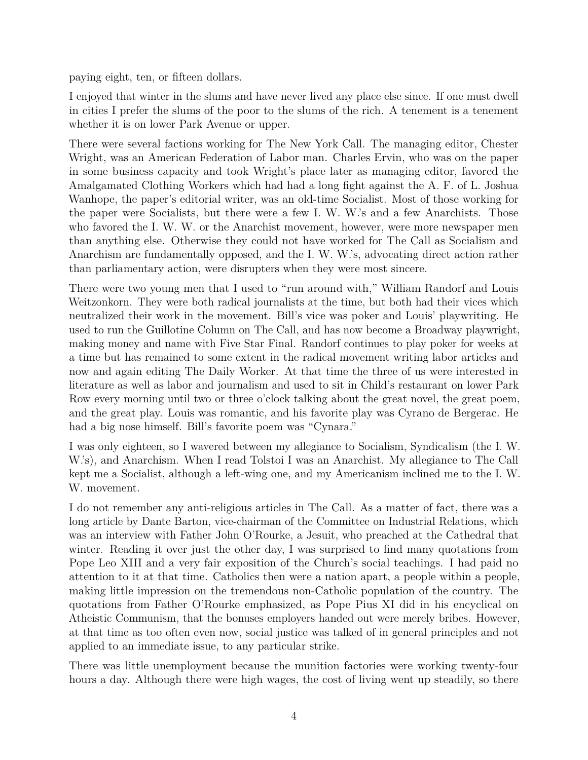paying eight, ten, or fifteen dollars.

I enjoyed that winter in the slums and have never lived any place else since. If one must dwell in cities I prefer the slums of the poor to the slums of the rich. A tenement is a tenement whether it is on lower Park Avenue or upper.

There were several factions working for The New York Call. The managing editor, Chester Wright, was an American Federation of Labor man. Charles Ervin, who was on the paper in some business capacity and took Wright's place later as managing editor, favored the Amalgamated Clothing Workers which had had a long fight against the A. F. of L. Joshua Wanhope, the paper's editorial writer, was an old-time Socialist. Most of those working for the paper were Socialists, but there were a few I. W. W.'s and a few Anarchists. Those who favored the I. W. W. or the Anarchist movement, however, were more newspaper men than anything else. Otherwise they could not have worked for The Call as Socialism and Anarchism are fundamentally opposed, and the I. W. W.'s, advocating direct action rather than parliamentary action, were disrupters when they were most sincere.

There were two young men that I used to "run around with," William Randorf and Louis Weitzonkorn. They were both radical journalists at the time, but both had their vices which neutralized their work in the movement. Bill's vice was poker and Louis' playwriting. He used to run the Guillotine Column on The Call, and has now become a Broadway playwright, making money and name with Five Star Final. Randorf continues to play poker for weeks at a time but has remained to some extent in the radical movement writing labor articles and now and again editing The Daily Worker. At that time the three of us were interested in literature as well as labor and journalism and used to sit in Child's restaurant on lower Park Row every morning until two or three o'clock talking about the great novel, the great poem, and the great play. Louis was romantic, and his favorite play was Cyrano de Bergerac. He had a big nose himself. Bill's favorite poem was "Cynara."

I was only eighteen, so I wavered between my allegiance to Socialism, Syndicalism (the I. W. W.'s), and Anarchism. When I read Tolstoi I was an Anarchist. My allegiance to The Call kept me a Socialist, although a left-wing one, and my Americanism inclined me to the I. W. W. movement.

I do not remember any anti-religious articles in The Call. As a matter of fact, there was a long article by Dante Barton, vice-chairman of the Committee on Industrial Relations, which was an interview with Father John O'Rourke, a Jesuit, who preached at the Cathedral that winter. Reading it over just the other day, I was surprised to find many quotations from Pope Leo XIII and a very fair exposition of the Church's social teachings. I had paid no attention to it at that time. Catholics then were a nation apart, a people within a people, making little impression on the tremendous non-Catholic population of the country. The quotations from Father O'Rourke emphasized, as Pope Pius XI did in his encyclical on Atheistic Communism, that the bonuses employers handed out were merely bribes. However, at that time as too often even now, social justice was talked of in general principles and not applied to an immediate issue, to any particular strike.

There was little unemployment because the munition factories were working twenty-four hours a day. Although there were high wages, the cost of living went up steadily, so there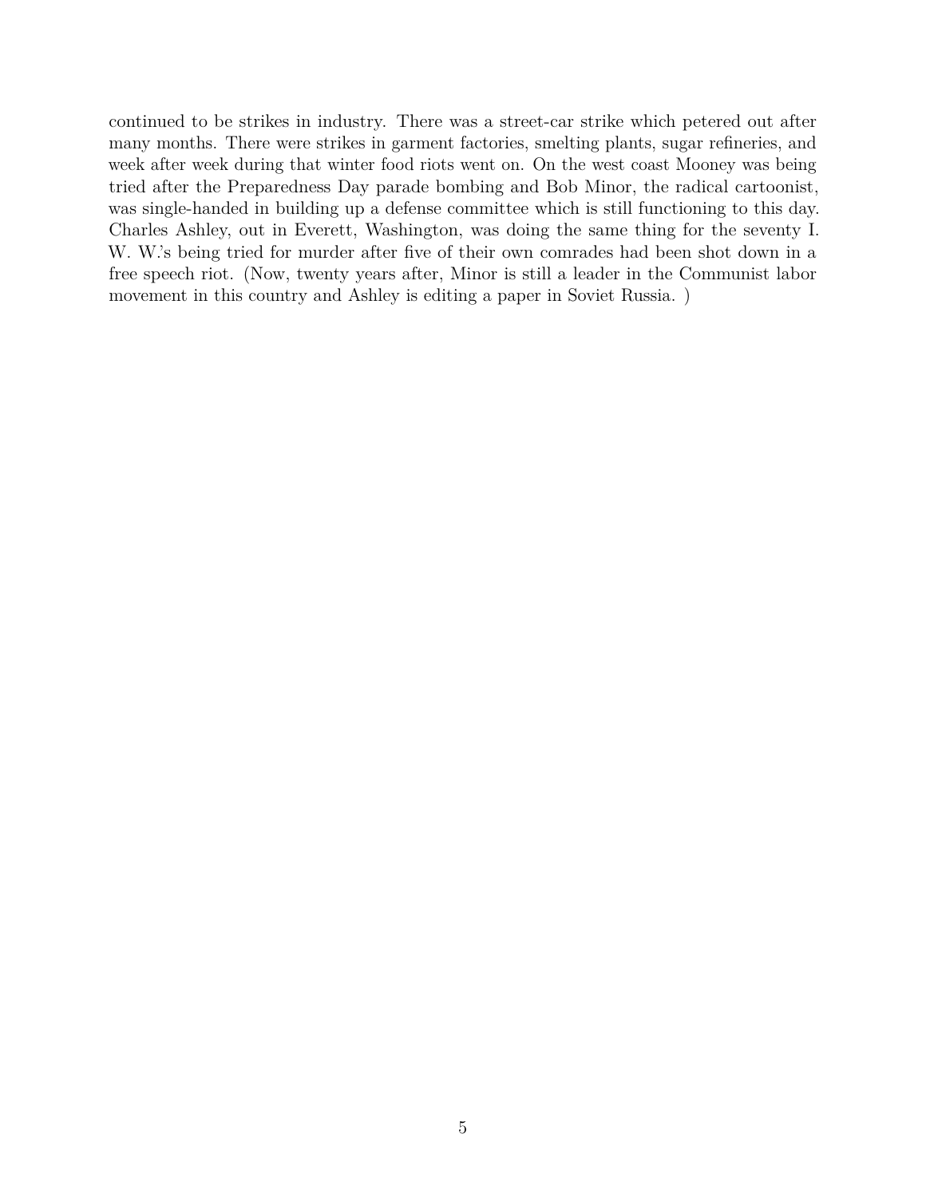continued to be strikes in industry. There was a street-car strike which petered out after many months. There were strikes in garment factories, smelting plants, sugar refineries, and week after week during that winter food riots went on. On the west coast Mooney was being tried after the Preparedness Day parade bombing and Bob Minor, the radical cartoonist, was single-handed in building up a defense committee which is still functioning to this day. Charles Ashley, out in Everett, Washington, was doing the same thing for the seventy I. W. W.'s being tried for murder after five of their own comrades had been shot down in a free speech riot. (Now, twenty years after, Minor is still a leader in the Communist labor movement in this country and Ashley is editing a paper in Soviet Russia. )